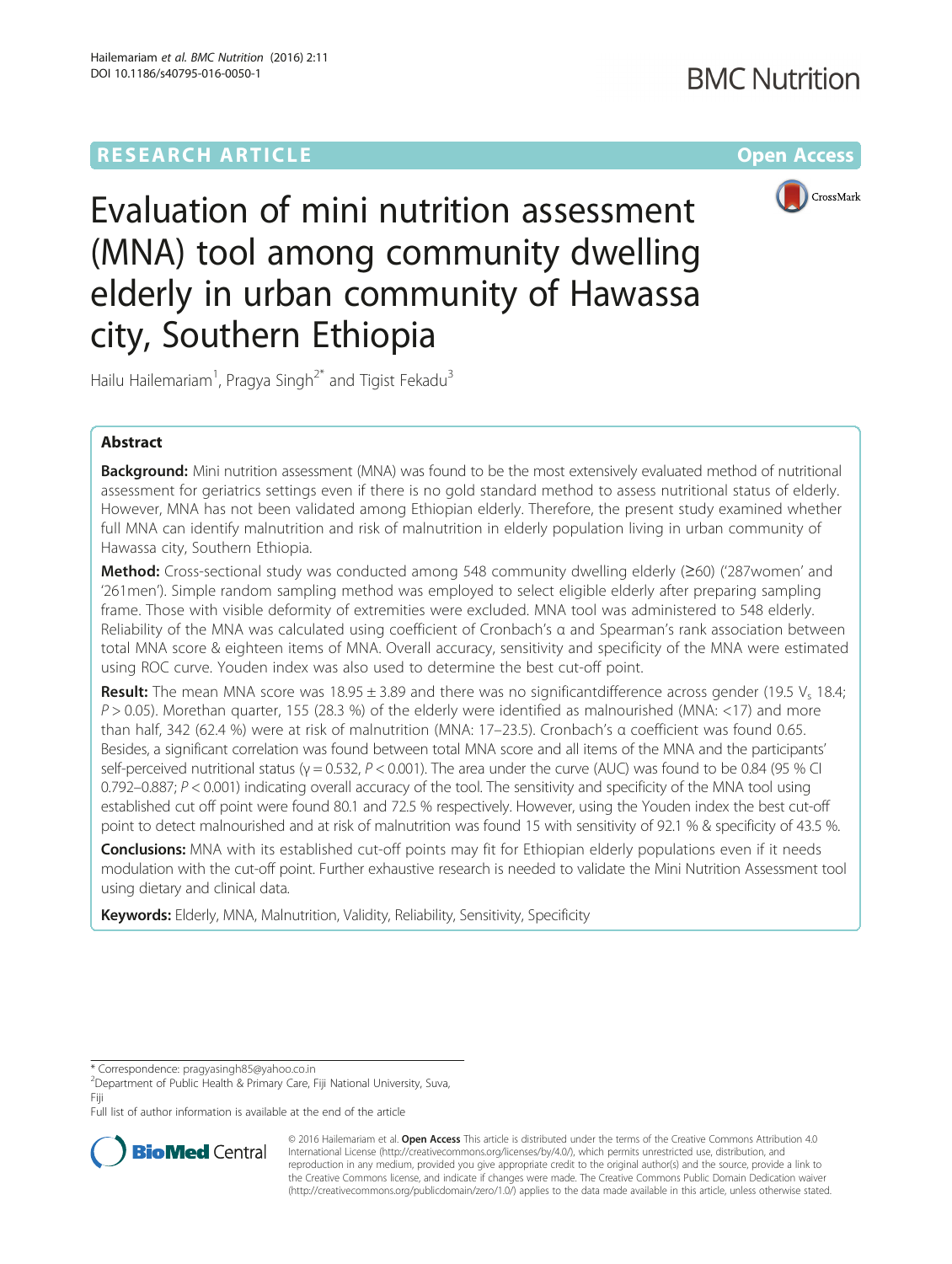RESEARCH ARTICLE

Open Access

# Evaluation of mini nutrition assessment (MNA) tool among community dwelling elderly in urban community of Hawassa city, Southern Ethiopia

Hailu Hailemariam[1], Pragya Singh[2*] and Tigist Fekadu[3]

## Abstract

**Background:** Mini nutrition assessment (MNA) was found to be the most extensively evaluated method of nutritional assessment for geriatrics settings even if there is no gold standard method to assess nutritional status of elderly. However, MNA has not been validated among Ethiopian elderly. Therefore, the present study examined whether full MNA can identify malnutrition and risk of malnutrition in elderly population living in urban community of Hawassa city, Southern Ethiopia.

**Method:** Cross-sectional study was conducted among 548 community dwelling elderly (≥60) ('287women' and '261men'). Simple random sampling method was employed to select eligible elderly after preparing sampling frame. Those with visible deformity of extremities were excluded. MNA tool was administered to 548 elderly. Reliability of the MNA was calculated using coefficient of Cronbach's α and Spearman's rank association between total MNA score & eighteen items of MNA. Overall accuracy, sensitivity and specificity of the MNA were estimated using ROC curve. Youden index was also used to determine the best cut-off point.

**Result:** The mean MNA score was 18.95 ± 3.89 and there was no significantdifference across gender (19.5 $V_s$ 18.4; $P > 0.05$). Morethan quarter, 155 (28.3 %) of the elderly were identified as malnourished (MNA: <17) and more than half, 342 (62.4 %) were at risk of malnutrition (MNA: 17–23.5). Cronbach's α coefficient was found 0.65. Besides, a significant correlation was found between total MNA score and all items of the MNA and the participants' self-perceived nutritional status ($\gamma = 0.532$, $P < 0.001$). The area under the curve (AUC) was found to be 0.84 (95 % CI 0.792–0.887; $P < 0.001$) indicating overall accuracy of the tool. The sensitivity and specificity of the MNA tool using established cut off point were found 80.1 and 72.5 % respectively. However, using the Youden index the best cut-off point to detect malnourished and at risk of malnutrition was found 15 with sensitivity of 92.1 % & specificity of 43.5 %.

**Conclusions:** MNA with its established cut-off points may fit for Ethiopian elderly populations even if it needs modulation with the cut-off point. Further exhaustive research is needed to validate the Mini Nutrition Assessment tool using dietary and clinical data.

**Keywords:** Elderly, MNA, Malnutrition, Validity, Reliability, Sensitivity, Specificity

---

* Correspondence: pragyasingh85@yahoo.co.in
[2]Department of Public Health & Primary Care, Fiji National University, Suva, Fiji
Full list of author information is available at the end of the article

© 2016 Hailemariam et al. **Open Access** This article is distributed under the terms of the Creative Commons Attribution 4.0 International License (http://creativecommons.org/licenses/by/4.0/), which permits unrestricted use, distribution, and reproduction in any medium, provided you give appropriate credit to the original author(s) and the source, provide a link to the Creative Commons license, and indicate if changes were made. The Creative Commons Public Domain Dedication waiver (http://creativecommons.org/publicdomain/zero/1.0/) applies to the data made available in this article, unless otherwise stated.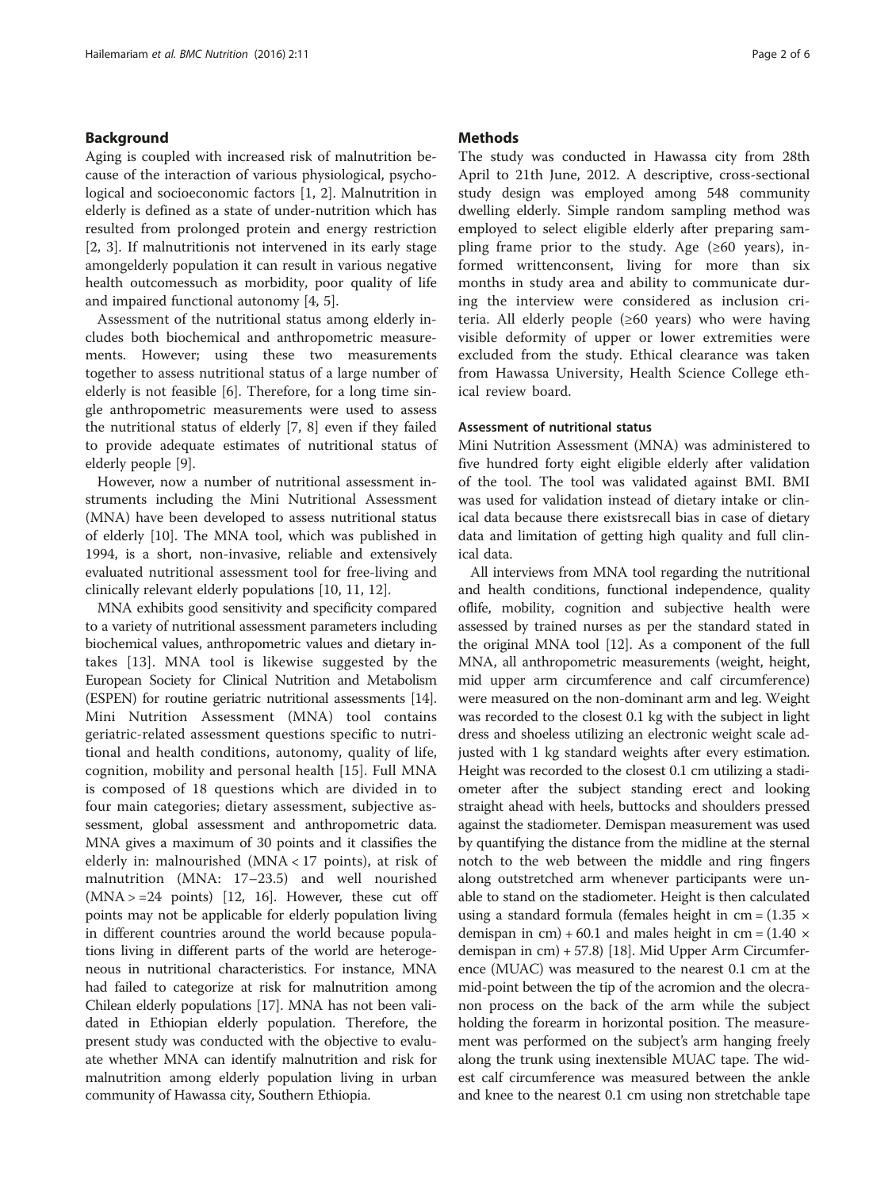## Background

Aging is coupled with increased risk of malnutrition because of the interaction of various physiological, psychological and socioeconomic factors [1, 2]. Malnutrition in elderly is defined as a state of under-nutrition which has resulted from prolonged protein and energy restriction [2, 3]. If malnutritionis not intervened in its early stage amongelderly population it can result in various negative health outcomessuch as morbidity, poor quality of life and impaired functional autonomy [4, 5].

Assessment of the nutritional status among elderly includes both biochemical and anthropometric measurements. However; using these two measurements together to assess nutritional status of a large number of elderly is not feasible [6]. Therefore, for a long time single anthropometric measurements were used to assess the nutritional status of elderly [7, 8] even if they failed to provide adequate estimates of nutritional status of elderly people [9].

However, now a number of nutritional assessment instruments including the Mini Nutritional Assessment (MNA) have been developed to assess nutritional status of elderly [10]. The MNA tool, which was published in 1994, is a short, non-invasive, reliable and extensively evaluated nutritional assessment tool for free-living and clinically relevant elderly populations [10, 11, 12].

MNA exhibits good sensitivity and specificity compared to a variety of nutritional assessment parameters including biochemical values, anthropometric values and dietary intakes [13]. MNA tool is likewise suggested by the European Society for Clinical Nutrition and Metabolism (ESPEN) for routine geriatric nutritional assessments [14]. Mini Nutrition Assessment (MNA) tool contains geriatric-related assessment questions specific to nutritional and health conditions, autonomy, quality of life, cognition, mobility and personal health [15]. Full MNA is composed of 18 questions which are divided in to four main categories; dietary assessment, subjective assessment, global assessment and anthropometric data. MNA gives a maximum of 30 points and it classifies the elderly in: malnourished (MNA < 17 points), at risk of malnutrition (MNA: 17–23.5) and well nourished (MNA > =24 points) [12, 16]. However, these cut off points may not be applicable for elderly population living in different countries around the world because populations living in different parts of the world are heterogeneous in nutritional characteristics. For instance, MNA had failed to categorize at risk for malnutrition among Chilean elderly populations [17]. MNA has not been validated in Ethiopian elderly population. Therefore, the present study was conducted with the objective to evaluate whether MNA can identify malnutrition and risk for malnutrition among elderly population living in urban community of Hawassa city, Southern Ethiopia.

## Methods

The study was conducted in Hawassa city from 28th April to 21th June, 2012. A descriptive, cross-sectional study design was employed among 548 community dwelling elderly. Simple random sampling method was employed to select eligible elderly after preparing sampling frame prior to the study. Age (≥60 years), informed writtenconsent, living for more than six months in study area and ability to communicate during the interview were considered as inclusion criteria. All elderly people (≥60 years) who were having visible deformity of upper or lower extremities were excluded from the study. Ethical clearance was taken from Hawassa University, Health Science College ethical review board.

### Assessment of nutritional status

Mini Nutrition Assessment (MNA) was administered to five hundred forty eight eligible elderly after validation of the tool. The tool was validated against BMI. BMI was used for validation instead of dietary intake or clinical data because there existsrecall bias in case of dietary data and limitation of getting high quality and full clinical data.

All interviews from MNA tool regarding the nutritional and health conditions, functional independence, quality oflife, mobility, cognition and subjective health were assessed by trained nurses as per the standard stated in the original MNA tool [12]. As a component of the full MNA, all anthropometric measurements (weight, height, mid upper arm circumference and calf circumference) were measured on the non-dominant arm and leg. Weight was recorded to the closest 0.1 kg with the subject in light dress and shoeless utilizing an electronic weight scale adjusted with 1 kg standard weights after every estimation. Height was recorded to the closest 0.1 cm utilizing a stadiometer after the subject standing erect and looking straight ahead with heels, buttocks and shoulders pressed against the stadiometer. Demispan measurement was used by quantifying the distance from the midline at the sternal notch to the web between the middle and ring fingers along outstretched arm whenever participants were unable to stand on the stadiometer. Height is then calculated using a standard formula (females height in cm = ($1.35 \times$ demispan in cm) + 60.1 and males height in cm = ($1.40 \times$ demispan in cm) + 57.8) [18]. Mid Upper Arm Circumference (MUAC) was measured to the nearest 0.1 cm at the mid-point between the tip of the acromion and the olecranon process on the back of the arm while the subject holding the forearm in horizontal position. The measurement was performed on the subject's arm hanging freely along the trunk using inextensible MUAC tape. The widest calf circumference was measured between the ankle and knee to the nearest 0.1 cm using non stretchable tape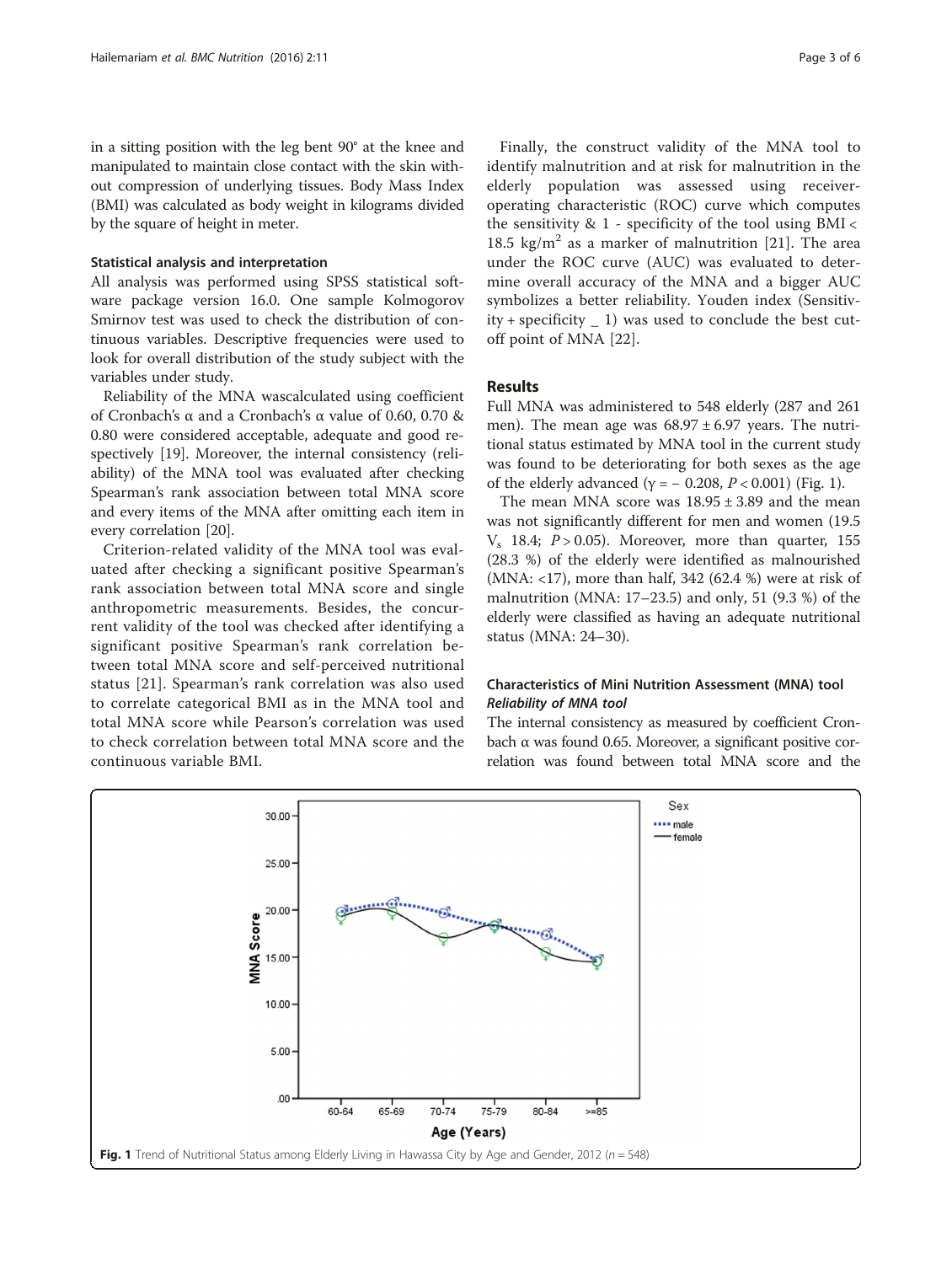in a sitting position with the leg bent 90° at the knee and manipulated to maintain close contact with the skin without compression of underlying tissues. Body Mass Index (BMI) was calculated as body weight in kilograms divided by the square of height in meter.

#### Statistical analysis and interpretation

All analysis was performed using SPSS statistical software package version 16.0. One sample Kolmogorov Smirnov test was used to check the distribution of continuous variables. Descriptive frequencies were used to look for overall distribution of the study subject with the variables under study.

Reliability of the MNA wascalculated using coefficient of Cronbach's α and a Cronbach's α value of 0.60, 0.70 & 0.80 were considered acceptable, adequate and good respectively [19]. Moreover, the internal consistency (reliability) of the MNA tool was evaluated after checking Spearman's rank association between total MNA score and every items of the MNA after omitting each item in every correlation [20].

Criterion-related validity of the MNA tool was evaluated after checking a significant positive Spearman's rank association between total MNA score and single anthropometric measurements. Besides, the concurrent validity of the tool was checked after identifying a significant positive Spearman's rank correlation between total MNA score and self-perceived nutritional status [21]. Spearman's rank correlation was also used to correlate categorical BMI as in the MNA tool and total MNA score while Pearson's correlation was used to check correlation between total MNA score and the continuous variable BMI.

Finally, the construct validity of the MNA tool to identify malnutrition and at risk for malnutrition in the elderly population was assessed using receiver-operating characteristic (ROC) curve which computes the sensitivity & 1 - specificity of the tool using BMI < 18.5 kg/m$^2$ as a marker of malnutrition [21]. The area under the ROC curve (AUC) was evaluated to determine overall accuracy of the MNA and a bigger AUC symbolizes a better reliability. Youden index (Sensitivity + specificity _ 1) was used to conclude the best cut-off point of MNA [22].

## Results

Full MNA was administered to 548 elderly (287 and 261 men). The mean age was 68.97 ± 6.97 years. The nutritional status estimated by MNA tool in the current study was found to be deteriorating for both sexes as the age of the elderly advanced ($\gamma = -0.208$, $P < 0.001$) (Fig. 1).

The mean MNA score was 18.95 ± 3.89 and the mean was not significantly different for men and women (19.5 V$_s$ 18.4; $P > 0.05$). Moreover, more than quarter, 155 (28.3 %) of the elderly were identified as malnourished (MNA: <17), more than half, 342 (62.4 %) were at risk of malnutrition (MNA: 17–23.5) and only, 51 (9.3 %) of the elderly were classified as having an adequate nutritional status (MNA: 24–30).

### Characteristics of Mini Nutrition Assessment (MNA) tool

#### *Reliability of MNA tool*

The internal consistency as measured by coefficient Cronbach α was found 0.65. Moreover, a significant positive correlation was found between total MNA score and the

**Fig. 1** Trend of Nutritional Status among Elderly Living in Hawassa City by Age and Gender, 2012 (*n* = 548)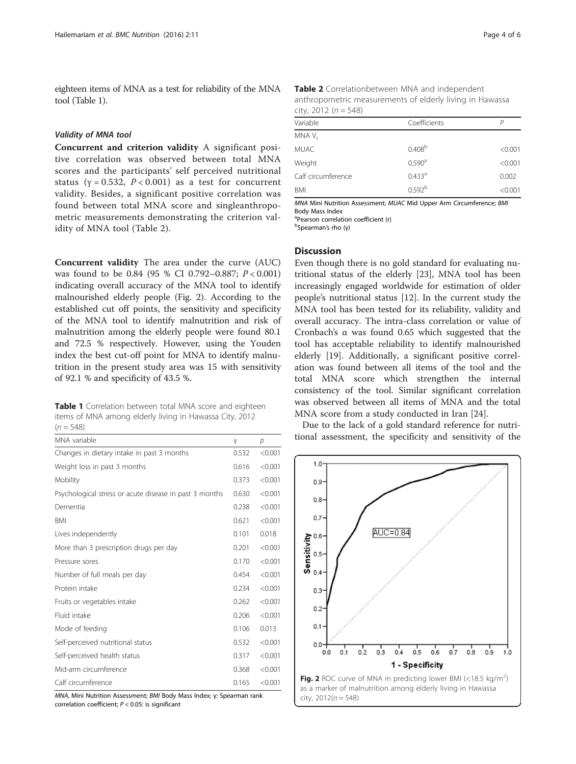eighteen items of MNA as a test for reliability of the MNA tool (Table 1).

#### Validity of MNA tool

**Concurrent and criterion validity** A significant positive correlation was observed between total MNA scores and the participants' self perceived nutritional status ($\gamma = 0.532$, $P < 0.001$) as a test for concurrent validity. Besides, a significant positive correlation was found between total MNA score and singleanthropometric measurements demonstrating the criterion validity of MNA tool (Table 2).

**Concurrent validity** The area under the curve (AUC) was found to be 0.84 (95 % CI 0.792–0.887; $P < 0.001$) indicating overall accuracy of the MNA tool to identify malnourished elderly people (Fig. 2). According to the established cut off points, the sensitivity and specificity of the MNA tool to identify malnutrition and risk of malnutrition among the elderly people were found 80.1 and 72.5 % respectively. However, using the Youden index the best cut-off point for MNA to identify malnutrition in the present study area was 15 with sensitivity of 92.1 % and specificity of 43.5 %.

**Table 1** Correlation between total MNA score and eighteen items of MNA among elderly living in Hawassa City, 2012 ($n = 548$)

| MNA variable | γ | p |
|---|---|---|
| Changes in dietary intake in past 3 months | 0.532 | <0.001 |
| Weight loss in past 3 months | 0.616 | <0.001 |
| Mobility | 0.373 | <0.001 |
| Psychological stress or acute disease in past 3 months | 0.630 | <0.001 |
| Dementia | 0.238 | <0.001 |
| BMI | 0.621 | <0.001 |
| Lives independently | 0.101 | 0.018 |
| More than 3 prescription drugs per day | 0.201 | <0.001 |
| Pressure sores | 0.170 | <0.001 |
| Number of full meals per day | 0.454 | <0.001 |
| Protein intake | 0.234 | <0.001 |
| Fruits or vegetables intake | 0.262 | <0.001 |
| Fluid intake | 0.206 | <0.001 |
| Mode of feeding | 0.106 | 0.013 |
| Self-perceived nutritional status | 0.532 | <0.001 |
| Self-perceived health status | 0.317 | <0.001 |
| Mid-arm circumference | 0.368 | <0.001 |
| Calf circumference | 0.165 | <0.001 |

*MNA*, Mini Nutrition Assessment; *BMI* Body Mass Index; γ: Spearman rank correlation coefficient; $P < 0.05$: is significant

**Table 2** Correlationbetween MNA and independent anthropometric measurements of elderly living in Hawassa city, 2012 ($n = 548$)

| Variable | Coefficients | P |
|---|---|---|
| MNA $V_s$ | | |
| MUAC | 0.408[b] | <0.001 |
| Weight | 0.590[a] | <0.001 |
| Calf circumference | 0.433[a] | 0.002 |
| BMI | 0.592[b] | <0.001 |

*MNA* Mini Nutrition Assessment; *MUAC* Mid Upper Arm Circumference; *BMI* Body Mass Index
[a]Pearson correlation coefficient (r)
[b]Spearman's rho (γ)

## Discussion

Even though there is no gold standard for evaluating nutritional status of the elderly [23], MNA tool has been increasingly engaged worldwide for estimation of older people's nutritional status [12]. In the current study the MNA tool has been tested for its reliability, validity and overall accuracy. The intra-class correlation or value of Cronbach's α was found 0.65 which suggested that the tool has acceptable reliability to identify malnourished elderly [19]. Additionally, a significant positive correlation was found between all items of the tool and the total MNA score which strengthen the internal consistency of the tool. Similar significant correlation was observed between all items of MNA and the total MNA score from a study conducted in Iran [24].

Due to the lack of a gold standard reference for nutritional assessment, the specificity and sensitivity of the

**Fig. 2** ROC curve of MNA in predicting lower BMI (<18.5 kg/m$^2$) as a marker of malnutrition among elderly living in Hawassa city, 2012($n = 548$)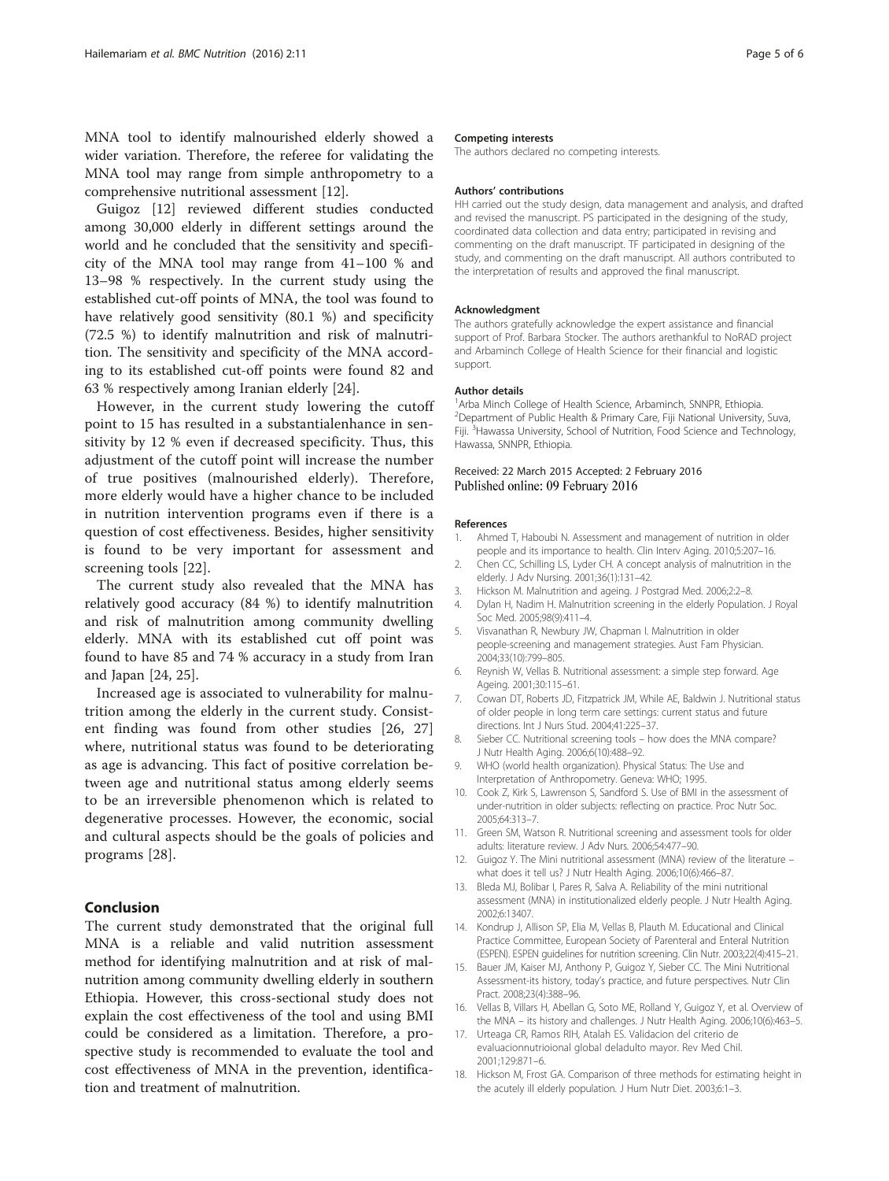MNA tool to identify malnourished elderly showed a wider variation. Therefore, the referee for validating the MNA tool may range from simple anthropometry to a comprehensive nutritional assessment [12].

Guigoz [12] reviewed different studies conducted among 30,000 elderly in different settings around the world and he concluded that the sensitivity and specificity of the MNA tool may range from 41–100 % and 13–98 % respectively. In the current study using the established cut-off points of MNA, the tool was found to have relatively good sensitivity (80.1 %) and specificity (72.5 %) to identify malnutrition and risk of malnutrition. The sensitivity and specificity of the MNA according to its established cut-off points were found 82 and 63 % respectively among Iranian elderly [24].

However, in the current study lowering the cutoff point to 15 has resulted in a substantialenhance in sensitivity by 12 % even if decreased specificity. Thus, this adjustment of the cutoff point will increase the number of true positives (malnourished elderly). Therefore, more elderly would have a higher chance to be included in nutrition intervention programs even if there is a question of cost effectiveness. Besides, higher sensitivity is found to be very important for assessment and screening tools [22].

The current study also revealed that the MNA has relatively good accuracy (84 %) to identify malnutrition and risk of malnutrition among community dwelling elderly. MNA with its established cut off point was found to have 85 and 74 % accuracy in a study from Iran and Japan [24, 25].

Increased age is associated to vulnerability for malnutrition among the elderly in the current study. Consistent finding was found from other studies [26, 27] where, nutritional status was found to be deteriorating as age is advancing. This fact of positive correlation between age and nutritional status among elderly seems to be an irreversible phenomenon which is related to degenerative processes. However, the economic, social and cultural aspects should be the goals of policies and programs [28].

## Conclusion

The current study demonstrated that the original full MNA is a reliable and valid nutrition assessment method for identifying malnutrition and at risk of malnutrition among community dwelling elderly in southern Ethiopia. However, this cross-sectional study does not explain the cost effectiveness of the tool and using BMI could be considered as a limitation. Therefore, a prospective study is recommended to evaluate the tool and cost effectiveness of MNA in the prevention, identification and treatment of malnutrition.

#### Competing interests

The authors declared no competing interests.

#### Authors' contributions

HH carried out the study design, data management and analysis, and drafted and revised the manuscript. PS participated in the designing of the study, coordinated data collection and data entry; participated in revising and commenting on the draft manuscript. TF participated in designing of the study, and commenting on the draft manuscript. All authors contributed to the interpretation of results and approved the final manuscript.

#### Acknowledgment

The authors gratefully acknowledge the expert assistance and financial support of Prof. Barbara Stocker. The authors arethankful to NoRAD project and Arbaminch College of Health Science for their financial and logistic support.

#### Author details

[1]Arba Minch College of Health Science, Arbaminch, SNNPR, Ethiopia. [2]Department of Public Health & Primary Care, Fiji National University, Suva, Fiji. [3]Hawassa University, School of Nutrition, Food Science and Technology, Hawassa, SNNPR, Ethiopia.

Received: 22 March 2015 Accepted: 2 February 2016
Published online: 09 February 2016

#### References

1. Ahmed T, Haboubi N. Assessment and management of nutrition in older people and its importance to health. Clin Interv Aging. 2010;5:207–16.
2. Chen CC, Schilling LS, Lyder CH. A concept analysis of malnutrition in the elderly. J Adv Nursing. 2001;36(1):131–42.
3. Hickson M. Malnutrition and ageing. J Postgrad Med. 2006;2:2–8.
4. Dylan H, Nadim H. Malnutrition screening in the elderly Population. J Royal Soc Med. 2005;98(9):411–4.
5. Visvanathan R, Newbury JW, Chapman I. Malnutrition in older people-screening and management strategies. Aust Fam Physician. 2004;33(10):799–805.
6. Reynish W, Vellas B. Nutritional assessment: a simple step forward. Age Ageing. 2001;30:115–61.
7. Cowan DT, Roberts JD, Fitzpatrick JM, While AE, Baldwin J. Nutritional status of older people in long term care settings: current status and future directions. Int J Nurs Stud. 2004;41:225–37.
8. Sieber CC. Nutritional screening tools – how does the MNA compare? J Nutr Health Aging. 2006;6(10):488–92.
9. WHO (world health organization). Physical Status: The Use and Interpretation of Anthropometry. Geneva: WHO; 1995.
10. Cook Z, Kirk S, Lawrenson S, Sandford S. Use of BMI in the assessment of under-nutrition in older subjects: reflecting on practice. Proc Nutr Soc. 2005;64:313–7.
11. Green SM, Watson R. Nutritional screening and assessment tools for older adults: literature review. J Adv Nurs. 2006;54:477–90.
12. Guigoz Y. The Mini nutritional assessment (MNA) review of the literature – what does it tell us? J Nutr Health Aging. 2006;10(6):466–87.
13. Bleda MJ, Bolibar I, Pares R, Salva A. Reliability of the mini nutritional assessment (MNA) in institutionalized elderly people. J Nutr Health Aging. 2002;6:13407.
14. Kondrup J, Allison SP, Elia M, Vellas B, Plauth M. Educational and Clinical Practice Committee, European Society of Parenteral and Enteral Nutrition (ESPEN). ESPEN guidelines for nutrition screening. Clin Nutr. 2003;22(4):415–21.
15. Bauer JM, Kaiser MJ, Anthony P, Guigoz Y, Sieber CC. The Mini Nutritional Assessment-its history, today's practice, and future perspectives. Nutr Clin Pract. 2008;23(4):388–96.
16. Vellas B, Villars H, Abellan G, Soto ME, Rolland Y, Guigoz Y, et al. Overview of the MNA – its history and challenges. J Nutr Health Aging. 2006;10(6):463–5.
17. Urteaga CR, Ramos RIH, Atalah ES. Validacion del criterio de evaluacionnutrioional global deladulto mayor. Rev Med Chil. 2001;129:871–6.
18. Hickson M, Frost GA. Comparison of three methods for estimating height in the acutely ill elderly population. J Hum Nutr Diet. 2003;6:1–3.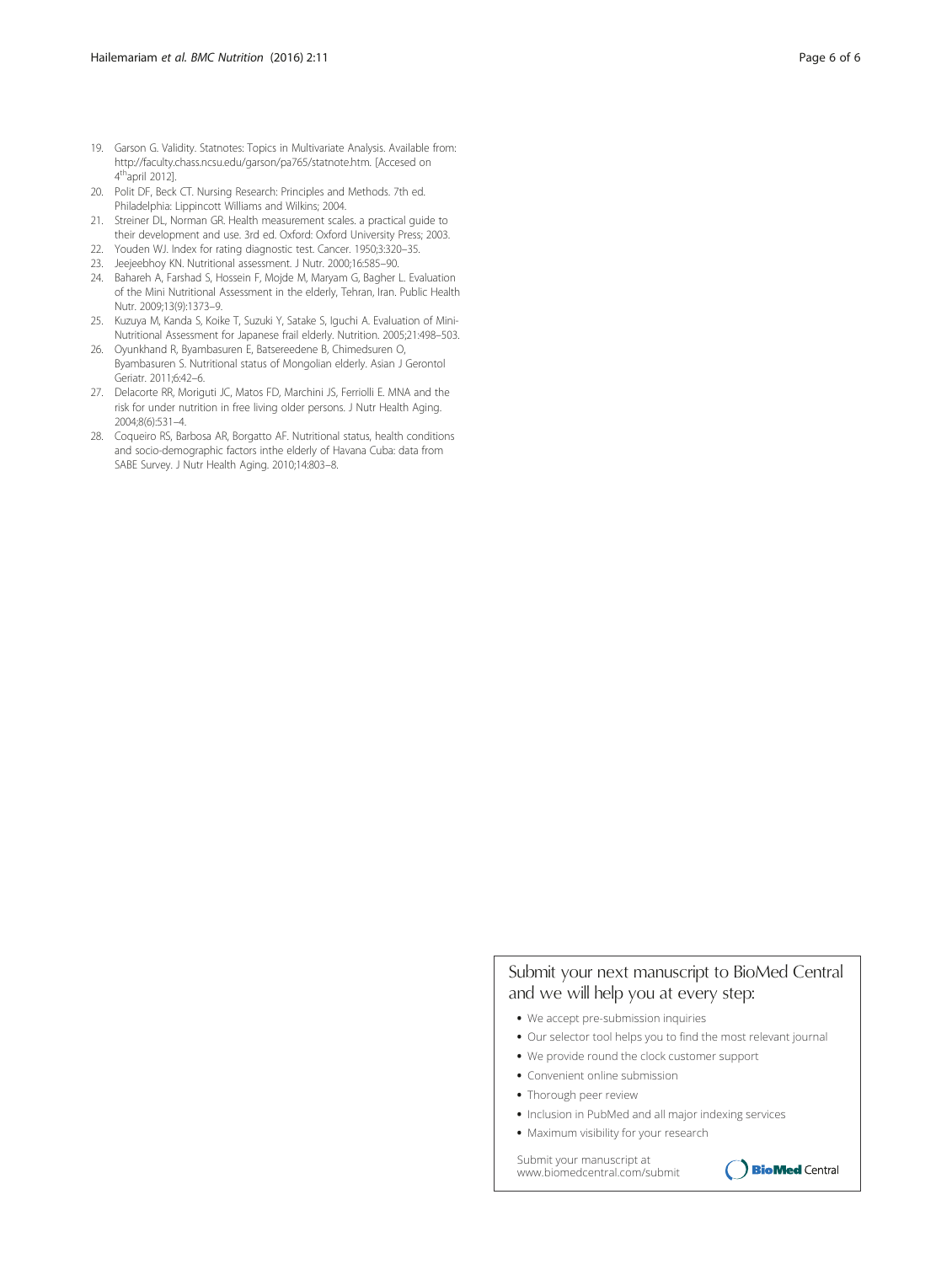19. Garson G. Validity. Statnotes: Topics in Multivariate Analysis. Available from: http://faculty.chass.ncsu.edu/garson/pa765/statnote.htm. [Accesed on 4th april 2012].
20. Polit DF, Beck CT. Nursing Research: Principles and Methods. 7th ed. Philadelphia: Lippincott Williams and Wilkins; 2004.
21. Streiner DL, Norman GR. Health measurement scales. a practical guide to their development and use. 3rd ed. Oxford: Oxford University Press; 2003.
22. Youden WJ. Index for rating diagnostic test. Cancer. 1950;3:320–35.
23. Jeejeebhoy KN. Nutritional assessment. J Nutr. 2000;16:585–90.
24. Bahareh A, Farshad S, Hossein F, Mojde M, Maryam G, Bagher L. Evaluation of the Mini Nutritional Assessment in the elderly, Tehran, Iran. Public Health Nutr. 2009;13(9):1373–9.
25. Kuzuya M, Kanda S, Koike T, Suzuki Y, Satake S, Iguchi A. Evaluation of Mini-Nutritional Assessment for Japanese frail elderly. Nutrition. 2005;21:498–503.
26. Oyunkhand R, Byambasuren E, Batsereedene B, Chimedsuren O, Byambasuren S. Nutritional status of Mongolian elderly. Asian J Gerontol Geriatr. 2011;6:42–6.
27. Delacorte RR, Moriguti JC, Matos FD, Marchini JS, Ferriolli E. MNA and the risk for under nutrition in free living older persons. J Nutr Health Aging. 2004;8(6):531–4.
28. Coqueiro RS, Barbosa AR, Borgatto AF. Nutritional status, health conditions and socio-demographic factors inthe elderly of Havana Cuba: data from SABE Survey. J Nutr Health Aging. 2010;14:803–8.

Submit your next manuscript to BioMed Central and we will help you at every step:

- We accept pre-submission inquiries
- Our selector tool helps you to find the most relevant journal
- We provide round the clock customer support
- Convenient online submission
- Thorough peer review
- Inclusion in PubMed and all major indexing services
- Maximum visibility for your research

Submit your manuscript at www.biomedcentral.com/submit

BioMed Central